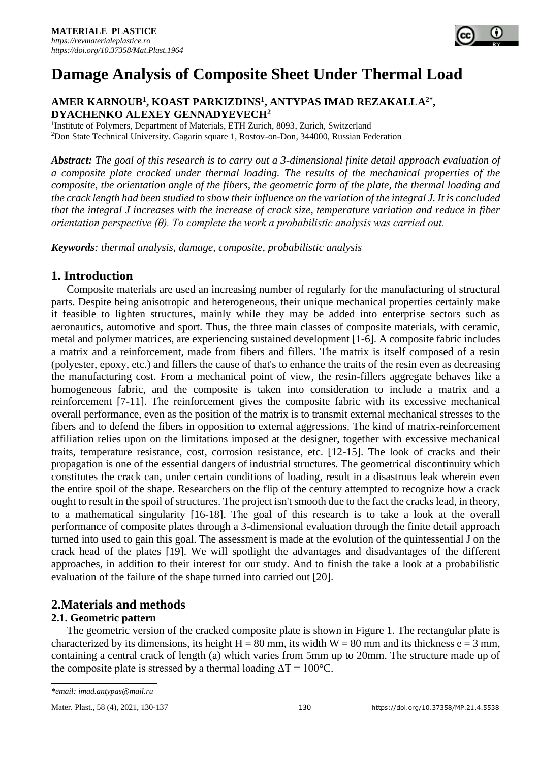# Damage Analysis of Composite Sheet Under Thermal Load

**AMER KARNOUB[1], KOAST PARKIZDINS[1], ANTYPAS IMAD REZAKALLA[2*], DYACHENKO ALEXEY GENNADYEVECH[2]**

[1]Institute of Polymers, Department of Materials, ETH Zurich, 8093, Zurich, Switzerland
[2]Don State Technical University. Gagarin square 1, Rostov-on-Don, 344000, Russian Federation

***Abstract:*** *The goal of this research is to carry out a 3-dimensional finite detail approach evaluation of a composite plate cracked under thermal loading. The results of the mechanical properties of the composite, the orientation angle of the fibers, the geometric form of the plate, the thermal loading and the crack length had been studied to show their influence on the variation of the integral J. It is concluded that the integral J increases with the increase of crack size, temperature variation and reduce in fiber orientation perspective (θ). To complete the work a probabilistic analysis was carried out.*

***Keywords****: thermal analysis, damage, composite, probabilistic analysis*

## 1. Introduction

Composite materials are used an increasing number of regularly for the manufacturing of structural parts. Despite being anisotropic and heterogeneous, their unique mechanical properties certainly make it feasible to lighten structures, mainly while they may be added into enterprise sectors such as aeronautics, automotive and sport. Thus, the three main classes of composite materials, with ceramic, metal and polymer matrices, are experiencing sustained development [1-6]. A composite fabric includes a matrix and a reinforcement, made from fibers and fillers. The matrix is itself composed of a resin (polyester, epoxy, etc.) and fillers the cause of that's to enhance the traits of the resin even as decreasing the manufacturing cost. From a mechanical point of view, the resin-fillers aggregate behaves like a homogeneous fabric, and the composite is taken into consideration to include a matrix and a reinforcement [7-11]. The reinforcement gives the composite fabric with its excessive mechanical overall performance, even as the position of the matrix is to transmit external mechanical stresses to the fibers and to defend the fibers in opposition to external aggressions. The kind of matrix-reinforcement affiliation relies upon on the limitations imposed at the designer, together with excessive mechanical traits, temperature resistance, cost, corrosion resistance, etc. [12-15]. The look of cracks and their propagation is one of the essential dangers of industrial structures. The geometrical discontinuity which constitutes the crack can, under certain conditions of loading, result in a disastrous leak wherein even the entire spoil of the shape. Researchers on the flip of the century attempted to recognize how a crack ought to result in the spoil of structures. The project isn't smooth due to the fact the cracks lead, in theory, to a mathematical singularity [16-18]. The goal of this research is to take a look at the overall performance of composite plates through a 3-dimensional evaluation through the finite detail approach turned into used to gain this goal. The assessment is made at the evolution of the quintessential J on the crack head of the plates [19]. We will spotlight the advantages and disadvantages of the different approaches, in addition to their interest for our study. And to finish the take a look at a probabilistic evaluation of the failure of the shape turned into carried out [20].

## 2.Materials and methods

### 2.1. Geometric pattern

The geometric version of the cracked composite plate is shown in Figure 1. The rectangular plate is characterized by its dimensions, its height H = 80 mm, its width W = 80 mm and its thickness e = 3 mm, containing a central crack of length (a) which varies from 5mm up to 20mm. The structure made up of the composite plate is stressed by a thermal loading ΔT = 100°C.

---

**email: imad.antypas@mail.ru*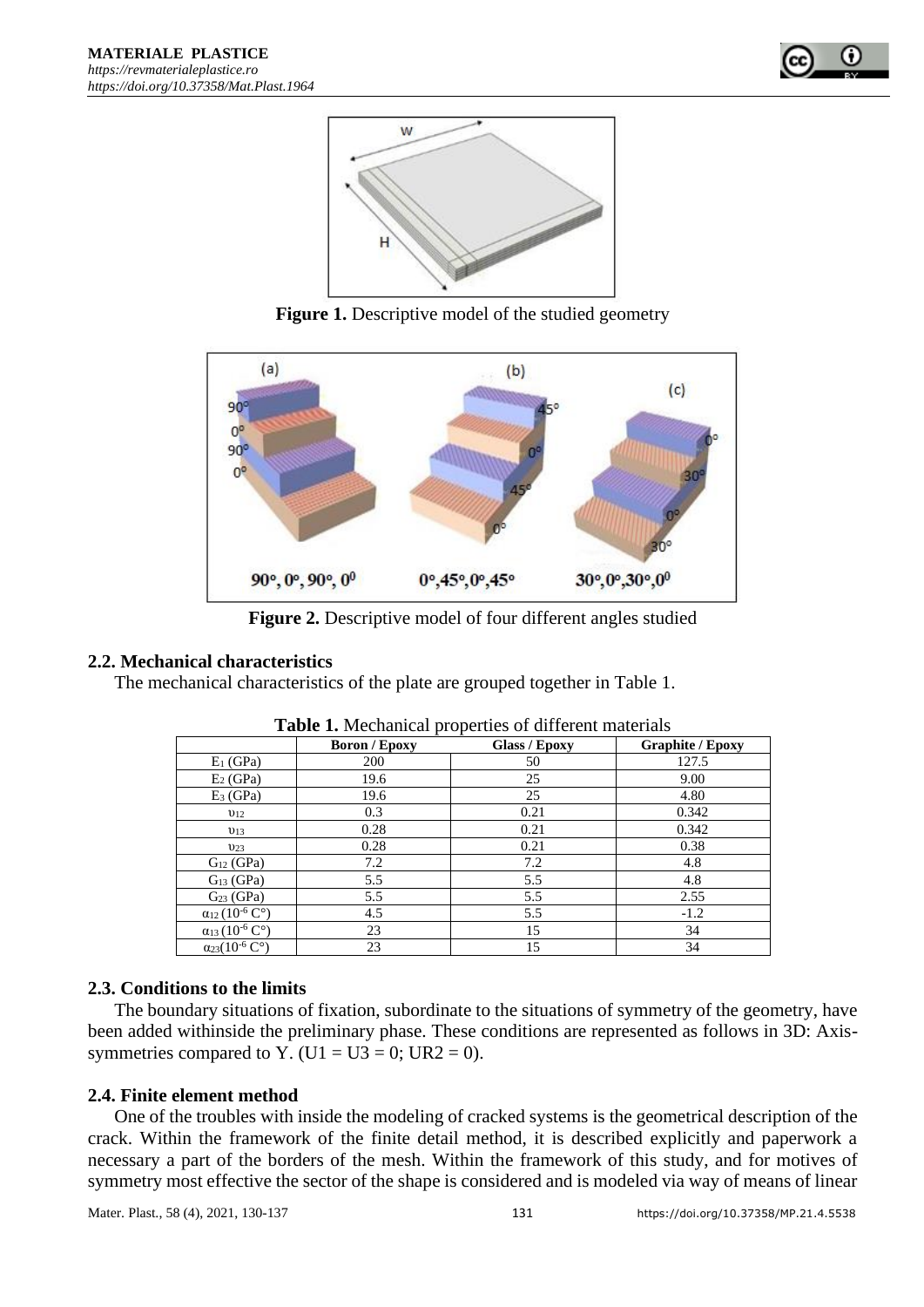**Figure 1.** Descriptive model of the studied geometry

**Figure 2.** Descriptive model of four different angles studied

### 2.2. Mechanical characteristics

The mechanical characteristics of the plate are grouped together in Table 1.

**Table 1.** Mechanical properties of different materials

| | Boron / Epoxy | Glass / Epoxy | Graphite / Epoxy |
|---|---|---|---|
| $E_1$ (GPa) | 200 | 50 | 127.5 |
| $E_2$ (GPa) | 19.6 | 25 | 9.00 |
| $E_3$ (GPa) | 19.6 | 25 | 4.80 |
| $\upsilon_{12}$ | 0.3 | 0.21 | 0.342 |
| $\upsilon_{13}$ | 0.28 | 0.21 | 0.342 |
| $\upsilon_{23}$ | 0.28 | 0.21 | 0.38 |
| $G_{12}$ (GPa) | 7.2 | 7.2 | 4.8 |
| $G_{13}$ (GPa) | 5.5 | 5.5 | 4.8 |
| $G_{23}$ (GPa) | 5.5 | 5.5 | 2.55 |
| $\alpha_{12}$ ($10^{-6}$ C°) | 4.5 | 5.5 | -1.2 |
| $\alpha_{13}$ ($10^{-6}$ C°) | 23 | 15 | 34 |
| $\alpha_{23}$($10^{-6}$ C°) | 23 | 15 | 34 |

### 2.3. Conditions to the limits

The boundary situations of fixation, subordinate to the situations of symmetry of the geometry, have been added withinside the preliminary phase. These conditions are represented as follows in 3D: Axis-symmetries compared to Y. (U1 = U3 = 0; UR2 = 0).

### 2.4. Finite element method

One of the troubles with inside the modeling of cracked systems is the geometrical description of the crack. Within the framework of the finite detail method, it is described explicitly and paperwork a necessary a part of the borders of the mesh. Within the framework of this study, and for motives of symmetry most effective the sector of the shape is considered and is modeled via way of means of linear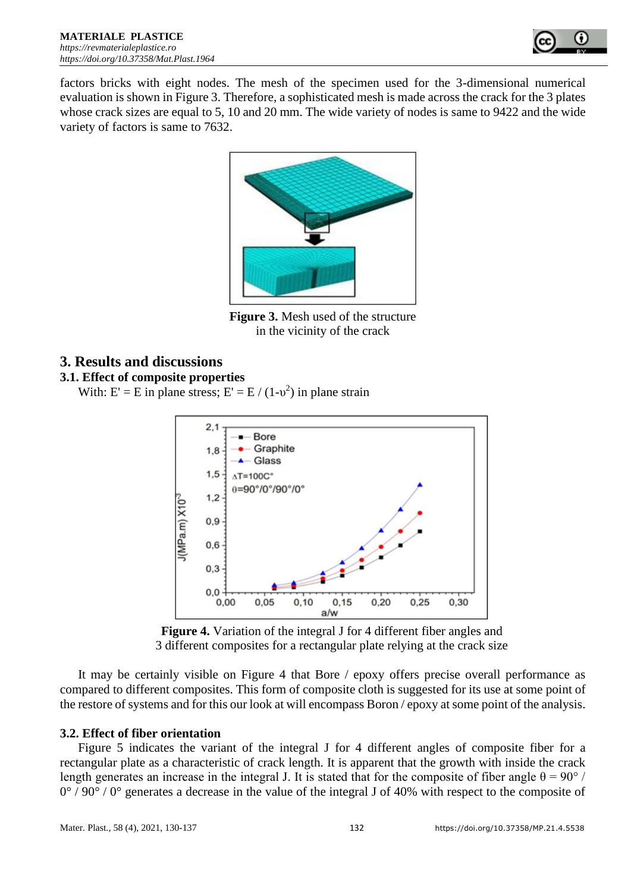factors bricks with eight nodes. The mesh of the specimen used for the 3-dimensional numerical evaluation is shown in Figure 3. Therefore, a sophisticated mesh is made across the crack for the 3 plates whose crack sizes are equal to 5, 10 and 20 mm. The wide variety of nodes is same to 9422 and the wide variety of factors is same to 7632.

**Figure 3.** Mesh used of the structure in the vicinity of the crack

## 3. Results and discussions

### 3.1. Effect of composite properties

With: E' = E in plane stress; E' = E / $(1-\upsilon^2)$ in plane strain

**Figure 4.** Variation of the integral J for 4 different fiber angles and 3 different composites for a rectangular plate relying at the crack size

It may be certainly visible on Figure 4 that Bore / epoxy offers precise overall performance as compared to different composites. This form of composite cloth is suggested for its use at some point of the restore of systems and for this our look at will encompass Boron / epoxy at some point of the analysis.

### 3.2. Effect of fiber orientation

Figure 5 indicates the variant of the integral J for 4 different angles of composite fiber for a rectangular plate as a characteristic of crack length. It is apparent that the growth with inside the crack length generates an increase in the integral J. It is stated that for the composite of fiber angle θ = 90° / 0° / 90° / 0° generates a decrease in the value of the integral J of 40% with respect to the composite of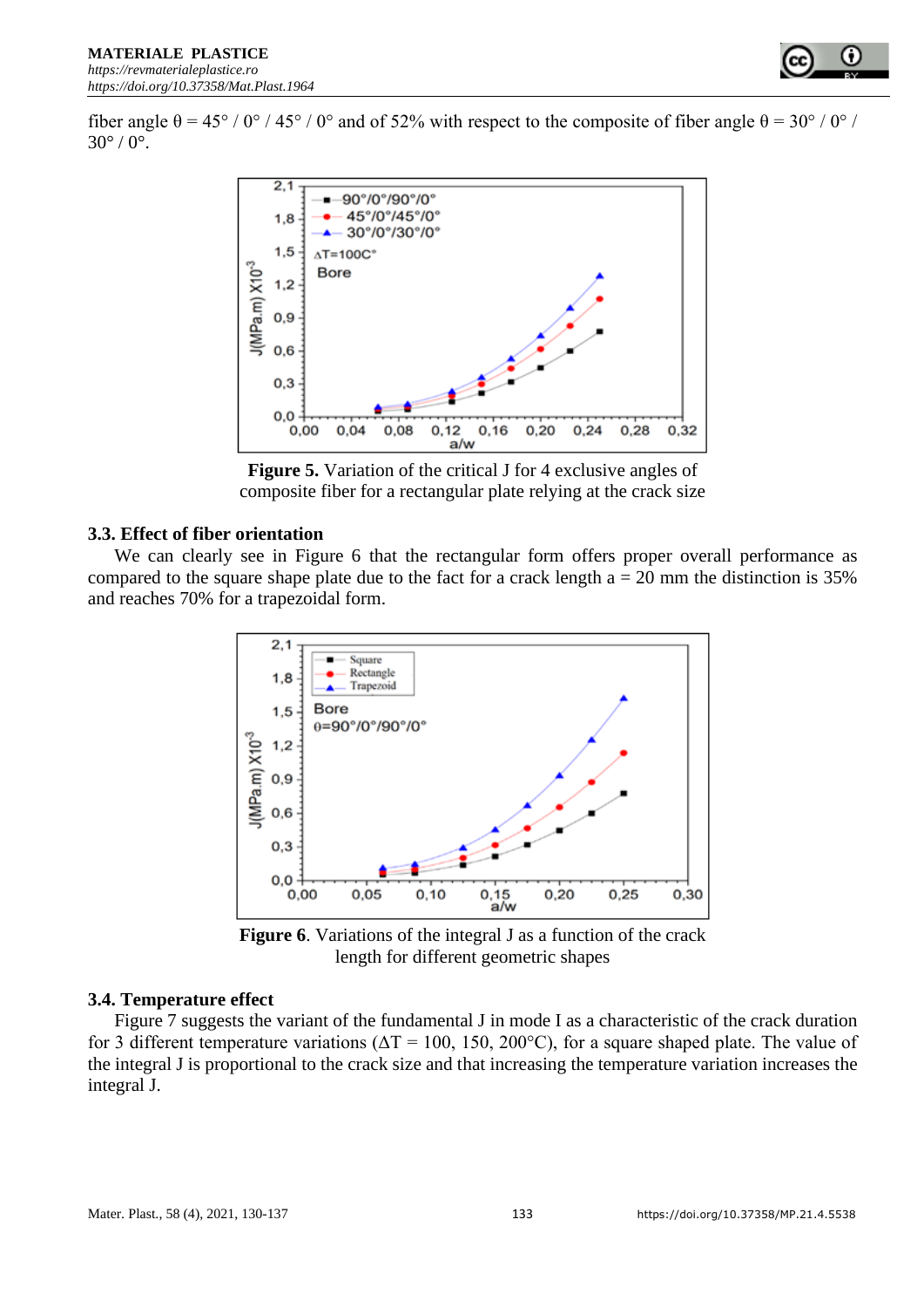fiber angle θ = 45° / 0° / 45° / 0° and of 52% with respect to the composite of fiber angle θ = 30° / 0° / 30° / 0°.

**Figure 5.** Variation of the critical J for 4 exclusive angles of composite fiber for a rectangular plate relying at the crack size

### 3.3. Effect of fiber orientation

We can clearly see in Figure 6 that the rectangular form offers proper overall performance as compared to the square shape plate due to the fact for a crack length a = 20 mm the distinction is 35% and reaches 70% for a trapezoidal form.

**Figure 6**. Variations of the integral J as a function of the crack length for different geometric shapes

### 3.4. Temperature effect

Figure 7 suggests the variant of the fundamental J in mode I as a characteristic of the crack duration for 3 different temperature variations (ΔT = 100, 150, 200°C), for a square shaped plate. The value of the integral J is proportional to the crack size and that increasing the temperature variation increases the integral J.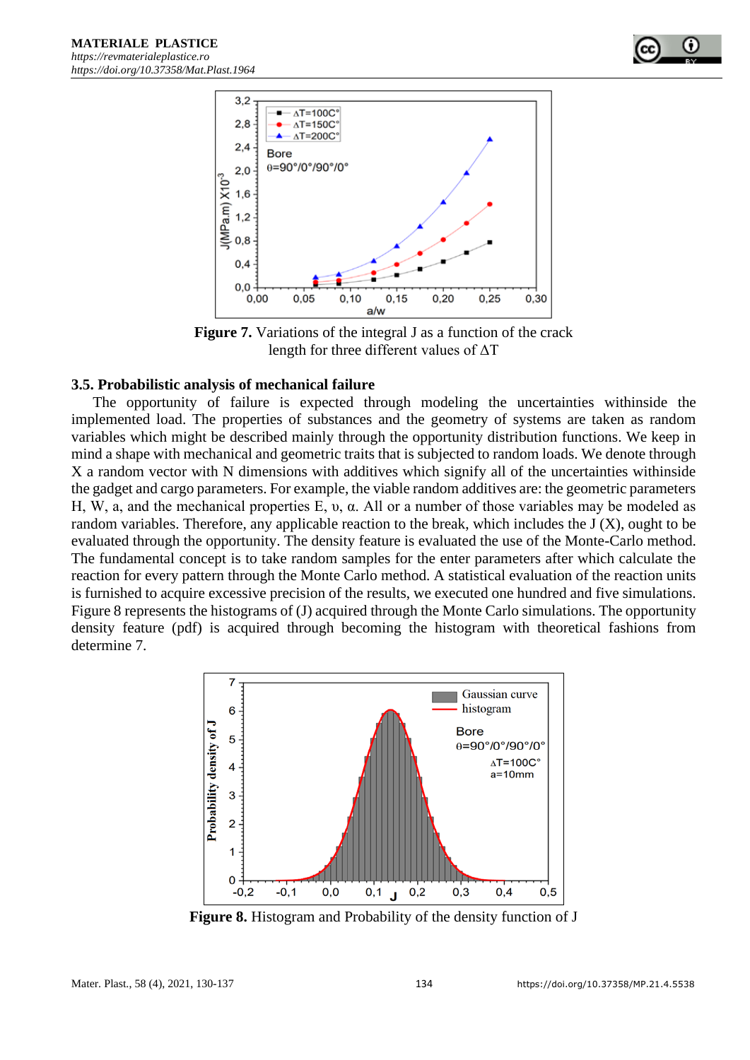Figure 7. Variations of the integral J as a function of the crack length for three different values of ΔT

### 3.5. Probabilistic analysis of mechanical failure

The opportunity of failure is expected through modeling the uncertainties withinside the implemented load. The properties of substances and the geometry of systems are taken as random variables which might be described mainly through the opportunity distribution functions. We keep in mind a shape with mechanical and geometric traits that is subjected to random loads. We denote through X a random vector with N dimensions with additives which signify all of the uncertainties withinside the gadget and cargo parameters. For example, the viable random additives are: the geometric parameters H, W, a, and the mechanical properties E, υ, α. All or a number of those variables may be modeled as random variables. Therefore, any applicable reaction to the break, which includes the J (X), ought to be evaluated through the opportunity. The density feature is evaluated the use of the Monte-Carlo method. The fundamental concept is to take random samples for the enter parameters after which calculate the reaction for every pattern through the Monte Carlo method. A statistical evaluation of the reaction units is furnished to acquire excessive precision of the results, we executed one hundred and five simulations. Figure 8 represents the histograms of (J) acquired through the Monte Carlo simulations. The opportunity density feature (pdf) is acquired through becoming the histogram with theoretical fashions from determine 7.

Figure 8. Histogram and Probability of the density function of J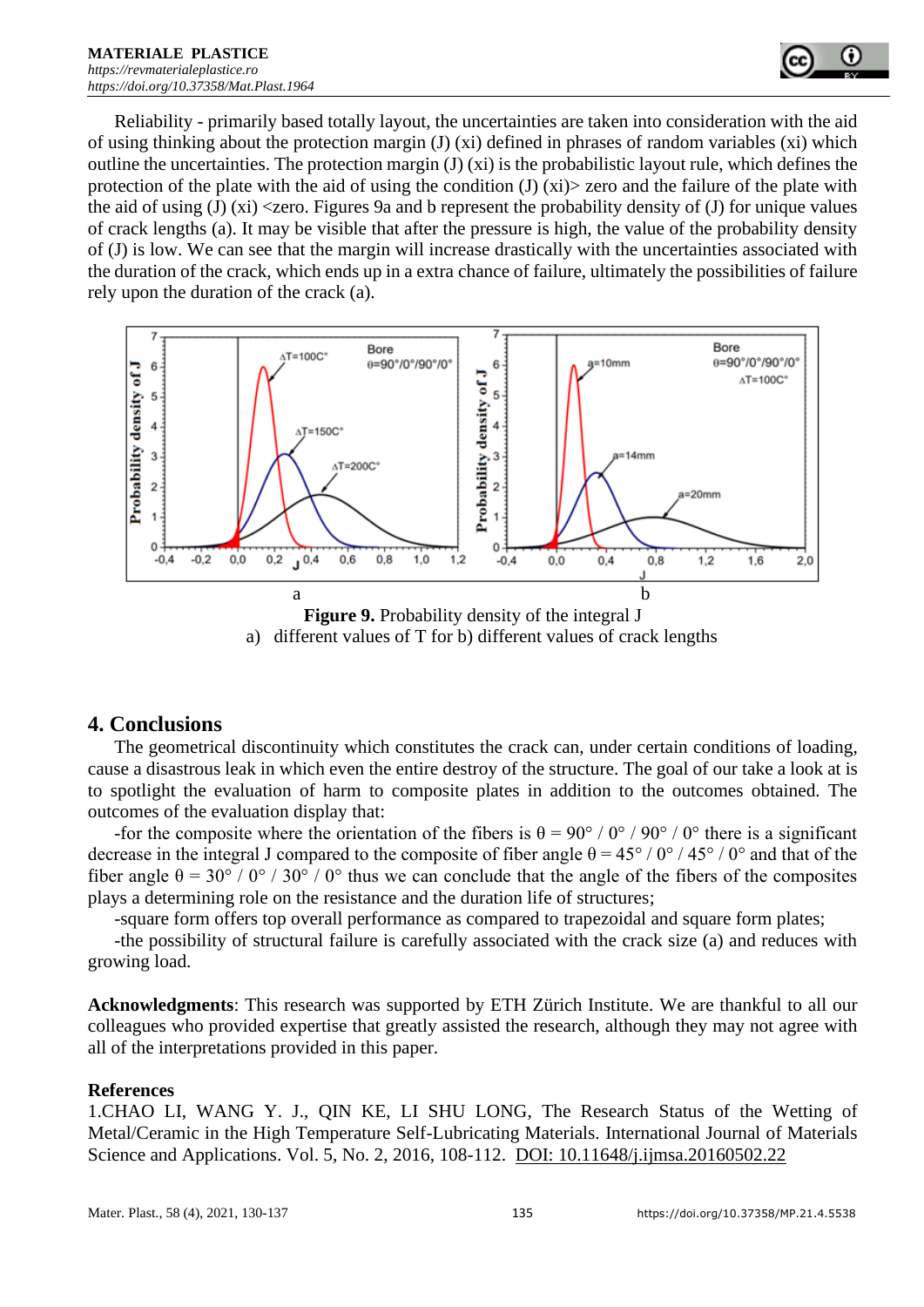Reliability - primarily based totally layout, the uncertainties are taken into consideration with the aid of using thinking about the protection margin (J) (xi) defined in phrases of random variables (xi) which outline the uncertainties. The protection margin (J) (xi) is the probabilistic layout rule, which defines the protection of the plate with the aid of using the condition (J) (xi)> zero and the failure of the plate with the aid of using (J) (xi) <zero. Figures 9a and b represent the probability density of (J) for unique values of crack lengths (a). It may be visible that after the pressure is high, the value of the probability density of (J) is low. We can see that the margin will increase drastically with the uncertainties associated with the duration of the crack, which ends up in a extra chance of failure, ultimately the possibilities of failure rely upon the duration of the crack (a).

**Figure 9.** Probability density of the integral J

a) different values of T for b) different values of crack lengths

## 4. Conclusions

The geometrical discontinuity which constitutes the crack can, under certain conditions of loading, cause a disastrous leak in which even the entire destroy of the structure. The goal of our take a look at is to spotlight the evaluation of harm to composite plates in addition to the outcomes obtained. The outcomes of the evaluation display that:

-for the composite where the orientation of the fibers is $\theta = 90° / 0° / 90° / 0°$ there is a significant decrease in the integral J compared to the composite of fiber angle $\theta = 45° / 0° / 45° / 0°$ and that of the fiber angle $\theta = 30° / 0° / 30° / 0°$ thus we can conclude that the angle of the fibers of the composites plays a determining role on the resistance and the duration life of structures;

-square form offers top overall performance as compared to trapezoidal and square form plates;

-the possibility of structural failure is carefully associated with the crack size (a) and reduces with growing load.

**Acknowledgments**: This research was supported by ETH Zürich Institute. We are thankful to all our colleagues who provided expertise that greatly assisted the research, although they may not agree with all of the interpretations provided in this paper.

**References**

1.CHAO LI, WANG Y. J., QIN KE, LI SHU LONG, The Research Status of the Wetting of Metal/Ceramic in the High Temperature Self-Lubricating Materials. International Journal of Materials Science and Applications. Vol. 5, No. 2, 2016, 108-112. DOI: 10.11648/j.ijmsa.20160502.22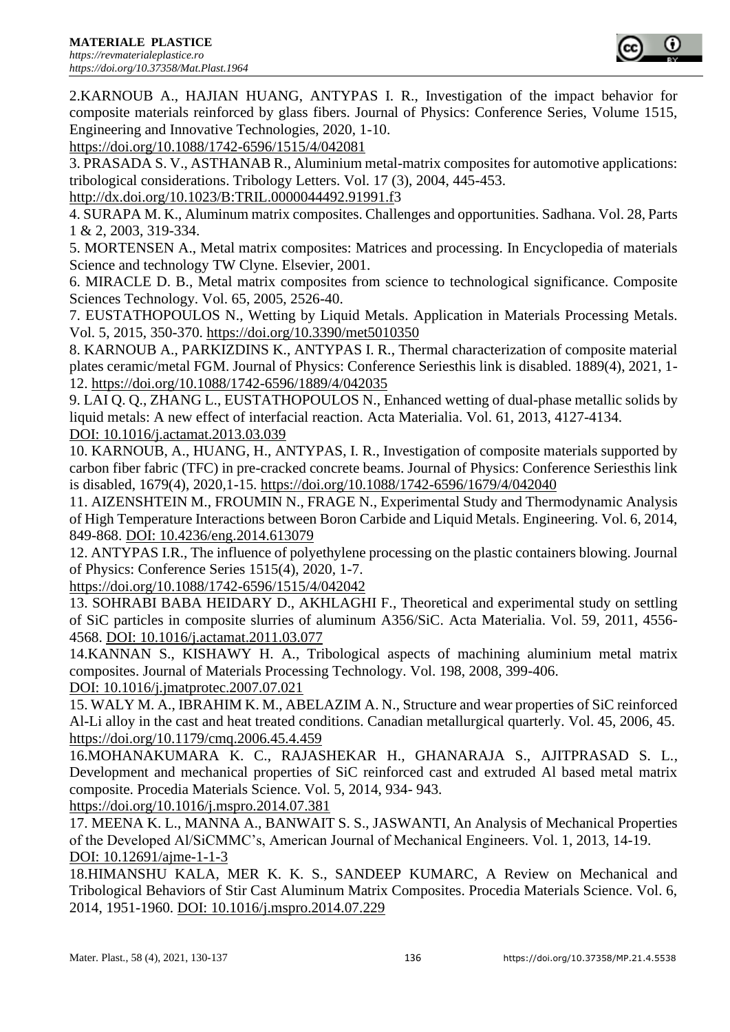2.KARNOUB A., HAJIAN HUANG, ANTYPAS I. R., Investigation of the impact behavior for composite materials reinforced by glass fibers. Journal of Physics: Conference Series, Volume 1515, Engineering and Innovative Technologies, 2020, 1-10. https://doi.org/10.1088/1742-6596/1515/4/042081

3. PRASADA S. V., ASTHANAB R., Aluminium metal-matrix composites for automotive applications: tribological considerations. Tribology Letters. Vol. 17 (3), 2004, 445-453. http://dx.doi.org/10.1023/B:TRIL.0000044492.91991.f3

4. SURAPA M. K., Aluminum matrix composites. Challenges and opportunities. Sadhana. Vol. 28, Parts 1 & 2, 2003, 319-334.

5. MORTENSEN A., Metal matrix composites: Matrices and processing. In Encyclopedia of materials Science and technology TW Clyne. Elsevier, 2001.

6. MIRACLE D. B., Metal matrix composites from science to technological significance. Composite Sciences Technology. Vol. 65, 2005, 2526-40.

7. EUSTATHOPOULOS N., Wetting by Liquid Metals. Application in Materials Processing Metals. Vol. 5, 2015, 350-370. https://doi.org/10.3390/met5010350

8. KARNOUB A., PARKIZDINS K., ANTYPAS I. R., Thermal characterization of composite material plates ceramic/metal FGM. Journal of Physics: Conference Seriesthis link is disabled. 1889(4), 2021, 1-12. https://doi.org/10.1088/1742-6596/1889/4/042035

9. LAI Q. Q., ZHANG L., EUSTATHOPOULOS N., Enhanced wetting of dual-phase metallic solids by liquid metals: A new effect of interfacial reaction. Acta Materialia. Vol. 61, 2013, 4127-4134. DOI: 10.1016/j.actamat.2013.03.039

10. KARNOUB, A., HUANG, H., ANTYPAS, I. R., Investigation of composite materials supported by carbon fiber fabric (TFC) in pre-cracked concrete beams. Journal of Physics: Conference Seriesthis link is disabled, 1679(4), 2020,1-15. https://doi.org/10.1088/1742-6596/1679/4/042040

11. AIZENSHTEIN M., FROUMIN N., FRAGE N., Experimental Study and Thermodynamic Analysis of High Temperature Interactions between Boron Carbide and Liquid Metals. Engineering. Vol. 6, 2014, 849-868. DOI: 10.4236/eng.2014.613079

12. ANTYPAS I.R., The influence of polyethylene processing on the plastic containers blowing. Journal of Physics: Conference Series 1515(4), 2020, 1-7. https://doi.org/10.1088/1742-6596/1515/4/042042

13. SOHRABI BABA HEIDARY D., AKHLAGHI F., Theoretical and experimental study on settling of SiC particles in composite slurries of aluminum A356/SiC. Acta Materialia. Vol. 59, 2011, 4556-4568. DOI: 10.1016/j.actamat.2011.03.077

14.KANNAN S., KISHAWY H. A., Tribological aspects of machining aluminium metal matrix composites. Journal of Materials Processing Technology. Vol. 198, 2008, 399-406. DOI: 10.1016/j.jmatprotec.2007.07.021

15. WALY M. A., IBRAHIM K. M., ABELAZIM A. N., Structure and wear properties of SiC reinforced Al-Li alloy in the cast and heat treated conditions. Canadian metallurgical quarterly. Vol. 45, 2006, 45. https://doi.org/10.1179/cmq.2006.45.4.459

16.MOHANAKUMARA K. C., RAJASHEKAR H., GHANARAJA S., AJITPRASAD S. L., Development and mechanical properties of SiC reinforced cast and extruded Al based metal matrix composite. Procedia Materials Science. Vol. 5, 2014, 934- 943. https://doi.org/10.1016/j.mspro.2014.07.381

17. MEENA K. L., MANNA A., BANWAIT S. S., JASWANTI, An Analysis of Mechanical Properties of the Developed Al/SiCMMC's, American Journal of Mechanical Engineers. Vol. 1, 2013, 14-19. DOI: 10.12691/ajme-1-1-3

18.HIMANSHU KALA, MER K. K. S., SANDEEP KUMARC, A Review on Mechanical and Tribological Behaviors of Stir Cast Aluminum Matrix Composites. Procedia Materials Science. Vol. 6, 2014, 1951-1960. DOI: 10.1016/j.mspro.2014.07.229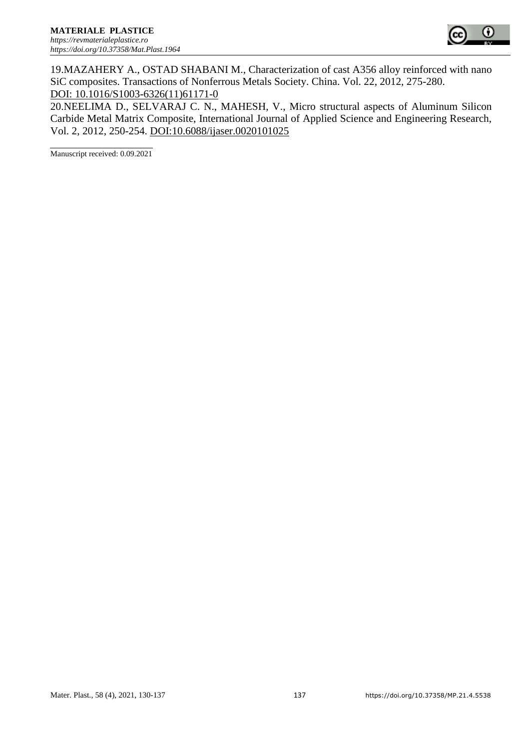19.MAZAHERY A., OSTAD SHABANI M., Characterization of cast A356 alloy reinforced with nano SiC composites. Transactions of Nonferrous Metals Society. China. Vol. 22, 2012, 275-280. DOI: 10.1016/S1003-6326(11)61171-0

20.NEELIMA D., SELVARAJ C. N., MAHESH, V., Micro structural aspects of Aluminum Silicon Carbide Metal Matrix Composite, International Journal of Applied Science and Engineering Research, Vol. 2, 2012, 250-254. DOI:10.6088/ijaser.0020101025

Manuscript received: 0.09.2021